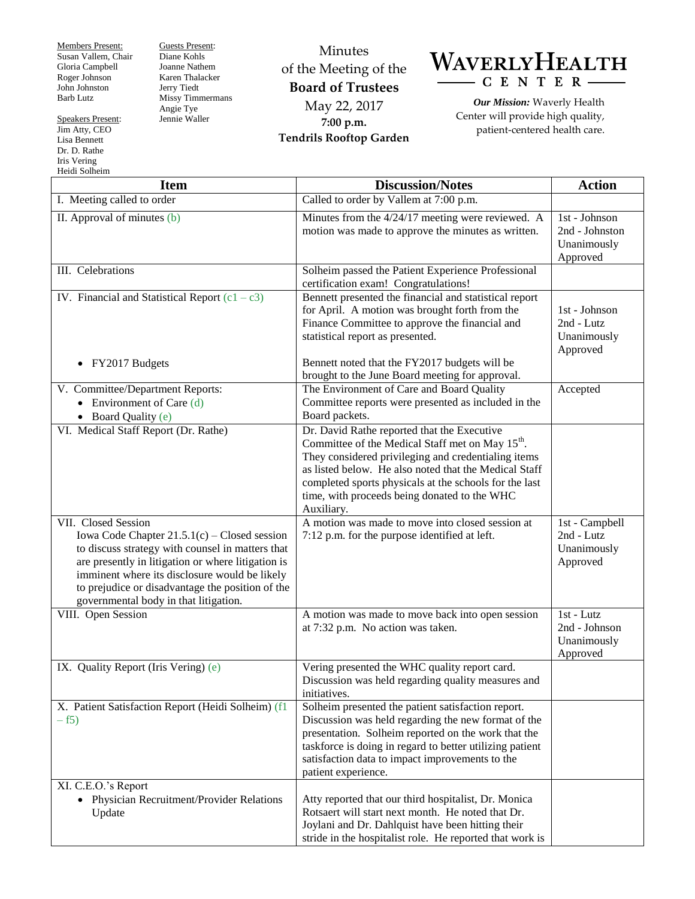Members Present:
Susan Vallem, Chair
Gloria Campbell
Roger Johnson
John Johnston
Barb Lutz

Guests Present:
Diane Kohls
Joanne Nathem
Karen Thalacker
Jerry Tiedt
Missy Timmermans
Angie Tye
Jennie Waller

Speakers Present:
Jim Atty, CEO
Lisa Bennett
Dr. D. Rathe
Iris Vering
Heidi Solheim

# Minutes of the Meeting of the **Board of Trustees**

May 22, 2017
**7:00 p.m.**
**Tendrils Rooftop Garden**

# WAVERLY HEALTH CENTER

***Our Mission:*** Waverly Health Center will provide high quality, patient-centered health care.

| Item | Discussion/Notes | Action |
|---|---|---|
| I. Meeting called to order | Called to order by Vallem at 7:00 p.m. | |
| II. Approval of minutes (b) | Minutes from the 4/24/17 meeting were reviewed. A motion was made to approve the minutes as written. | 1st - Johnson<br>2nd - Johnston<br>Unanimously Approved |
| III. Celebrations | Solheim passed the Patient Experience Professional certification exam! Congratulations! | |
| IV. Financial and Statistical Report (c1 – c3)<br><br>• FY2017 Budgets | Bennett presented the financial and statistical report for April. A motion was brought forth from the Finance Committee to approve the financial and statistical report as presented.<br><br>Bennett noted that the FY2017 budgets will be brought to the June Board meeting for approval. | 1st - Johnson<br>2nd - Lutz<br>Unanimously Approved |
| V. Committee/Department Reports:<br>• Environment of Care (d)<br>• Board Quality (e) | The Environment of Care and Board Quality Committee reports were presented as included in the Board packets. | Accepted |
| VI. Medical Staff Report (Dr. Rathe) | Dr. David Rathe reported that the Executive Committee of the Medical Staff met on May 15th. They considered privileging and credentialing items as listed below. He also noted that the Medical Staff completed sports physicals at the schools for the last time, with proceeds being donated to the WHC Auxiliary. | |
| VII. Closed Session<br>Iowa Code Chapter 21.5.1(c) – Closed session to discuss strategy with counsel in matters that are presently in litigation or where litigation is imminent where its disclosure would be likely to prejudice or disadvantage the position of the governmental body in that litigation. | A motion was made to move into closed session at 7:12 p.m. for the purpose identified at left. | 1st - Campbell<br>2nd - Lutz<br>Unanimously Approved |
| VIII. Open Session | A motion was made to move back into open session at 7:32 p.m. No action was taken. | 1st - Lutz<br>2nd - Johnson<br>Unanimously Approved |
| IX. Quality Report (Iris Vering) (e) | Vering presented the WHC quality report card. Discussion was held regarding quality measures and initiatives. | |
| X. Patient Satisfaction Report (Heidi Solheim) (f1 – f5) | Solheim presented the patient satisfaction report. Discussion was held regarding the new format of the presentation. Solheim reported on the work that the taskforce is doing in regard to better utilizing patient satisfaction data to impact improvements to the patient experience. | |
| XI. C.E.O.'s Report<br>• Physician Recruitment/Provider Relations Update | Atty reported that our third hospitalist, Dr. Monica Rotsaert will start next month. He noted that Dr. Joylani and Dr. Dahlquist have been hitting their stride in the hospitalist role. He reported that work is | |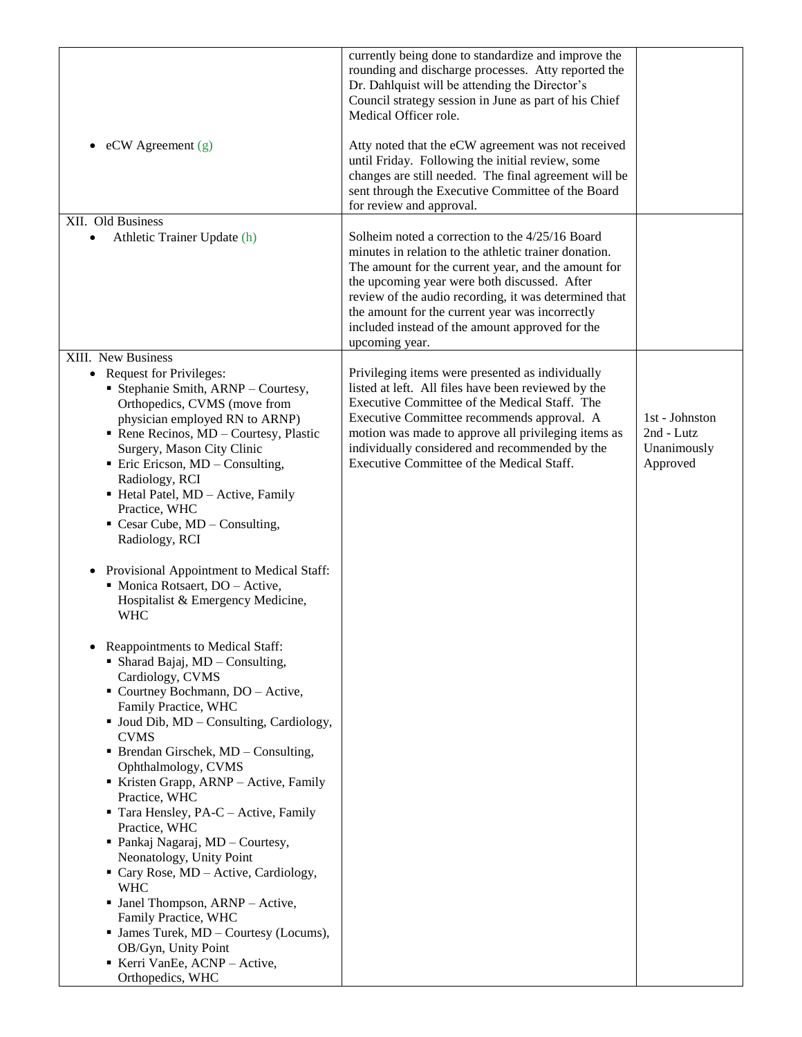| | | |
|---|---|---|
| | currently being done to standardize and improve the rounding and discharge processes. Atty reported the Dr. Dahlquist will be attending the Director's Council strategy session in June as part of his Chief Medical Officer role. | |
| • eCW Agreement (g) | Atty noted that the eCW agreement was not received until Friday. Following the initial review, some changes are still needed. The final agreement will be sent through the Executive Committee of the Board for review and approval. | |
| XII. Old Business<br>• Athletic Trainer Update (h) | Solheim noted a correction to the 4/25/16 Board minutes in relation to the athletic trainer donation. The amount for the current year, and the amount for the upcoming year were both discussed. After review of the audio recording, it was determined that the amount for the current year was incorrectly included instead of the amount approved for the upcoming year. | |
| XIII. New Business<br>• Request for Privileges:<br>▪ Stephanie Smith, ARNP – Courtesy, Orthopedics, CVMS (move from physician employed RN to ARNP)<br>▪ Rene Recinos, MD – Courtesy, Plastic Surgery, Mason City Clinic<br>▪ Eric Ericson, MD – Consulting, Radiology, RCI<br>▪ Hetal Patel, MD – Active, Family Practice, WHC<br>▪ Cesar Cube, MD – Consulting, Radiology, RCI<br><br>• Provisional Appointment to Medical Staff:<br>▪ Monica Rotsaert, DO – Active, Hospitalist & Emergency Medicine, WHC<br><br>• Reappointments to Medical Staff:<br>▪ Sharad Bajaj, MD – Consulting, Cardiology, CVMS<br>▪ Courtney Bochmann, DO – Active, Family Practice, WHC<br>▪ Joud Dib, MD – Consulting, Cardiology, CVMS<br>▪ Brendan Girschek, MD – Consulting, Ophthalmology, CVMS<br>▪ Kristen Grapp, ARNP – Active, Family Practice, WHC<br>▪ Tara Hensley, PA-C – Active, Family Practice, WHC<br>▪ Pankaj Nagaraj, MD – Courtesy, Neonatology, Unity Point<br>▪ Cary Rose, MD – Active, Cardiology, WHC<br>▪ Janel Thompson, ARNP – Active, Family Practice, WHC<br>▪ James Turek, MD – Courtesy (Locums), OB/Gyn, Unity Point<br>▪ Kerri VanEe, ACNP – Active, Orthopedics, WHC | Privileging items were presented as individually listed at left. All files have been reviewed by the Executive Committee of the Medical Staff. The Executive Committee recommends approval. A motion was made to approve all privileging items as individually considered and recommended by the Executive Committee of the Medical Staff. | 1st - Johnston<br>2nd - Lutz<br>Unanimously Approved |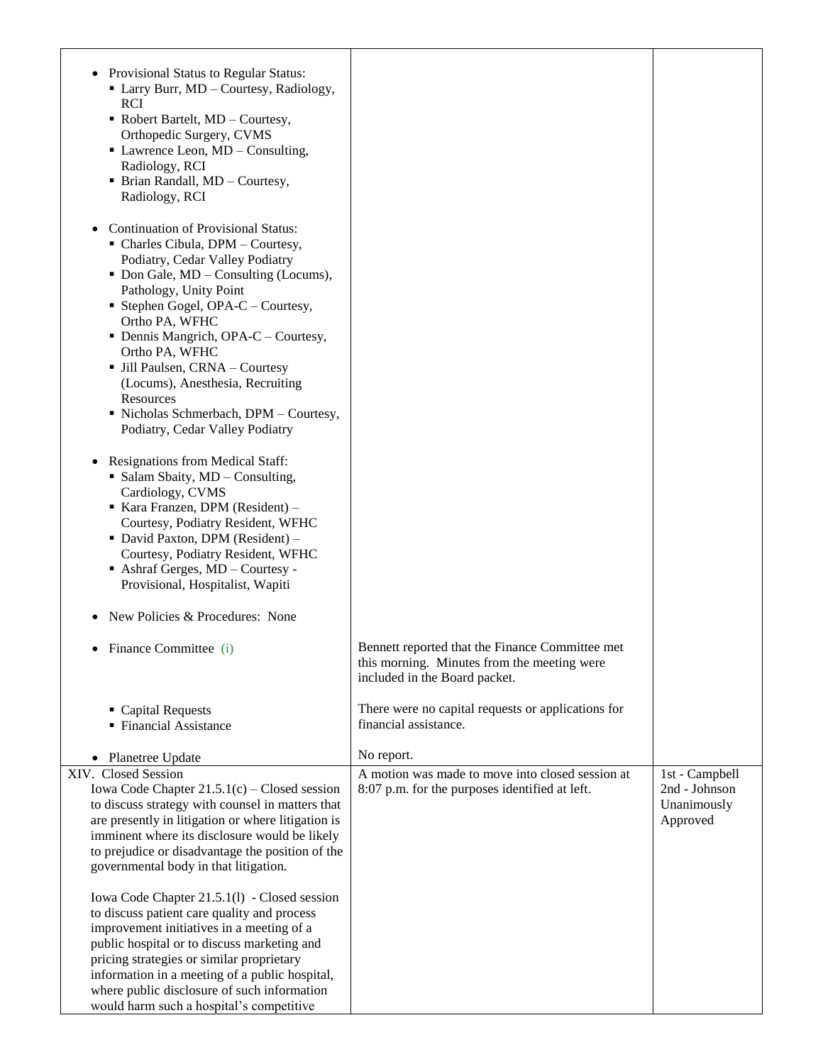| | | |
|---|---|---|
| • Provisional Status to Regular Status:<br>▪ Larry Burr, MD – Courtesy, Radiology, RCI<br>▪ Robert Bartelt, MD – Courtesy, Orthopedic Surgery, CVMS<br>▪ Lawrence Leon, MD – Consulting, Radiology, RCI<br>▪ Brian Randall, MD – Courtesy, Radiology, RCI<br><br>• Continuation of Provisional Status:<br>▪ Charles Cibula, DPM – Courtesy, Podiatry, Cedar Valley Podiatry<br>▪ Don Gale, MD – Consulting (Locums), Pathology, Unity Point<br>▪ Stephen Gogel, OPA-C – Courtesy, Ortho PA, WFHC<br>▪ Dennis Mangrich, OPA-C – Courtesy, Ortho PA, WFHC<br>▪ Jill Paulsen, CRNA – Courtesy (Locums), Anesthesia, Recruiting Resources<br>▪ Nicholas Schmerbach, DPM – Courtesy, Podiatry, Cedar Valley Podiatry<br><br>• Resignations from Medical Staff:<br>▪ Salam Sbaity, MD – Consulting, Cardiology, CVMS<br>▪ Kara Franzen, DPM (Resident) – Courtesy, Podiatry Resident, WFHC<br>▪ David Paxton, DPM (Resident) – Courtesy, Podiatry Resident, WFHC<br>▪ Ashraf Gerges, MD – Courtesy - Provisional, Hospitalist, Wapiti<br><br>• New Policies & Procedures: None | | |
| • Finance Committee (i) | Bennett reported that the Finance Committee met this morning. Minutes from the meeting were included in the Board packet. | |
| ▪ Capital Requests<br>▪ Financial Assistance | There were no capital requests or applications for financial assistance. | |
| • Planetree Update | No report. | |
| XIV. Closed Session<br>Iowa Code Chapter 21.5.1(c) – Closed session to discuss strategy with counsel in matters that are presently in litigation or where litigation is imminent where its disclosure would be likely to prejudice or disadvantage the position of the governmental body in that litigation.<br><br>Iowa Code Chapter 21.5.1(l) - Closed session to discuss patient care quality and process improvement initiatives in a meeting of a public hospital or to discuss marketing and pricing strategies or similar proprietary information in a meeting of a public hospital, where public disclosure of such information would harm such a hospital's competitive | A motion was made to move into closed session at 8:07 p.m. for the purposes identified at left. | 1st - Campbell<br>2nd - Johnson<br>Unanimously Approved |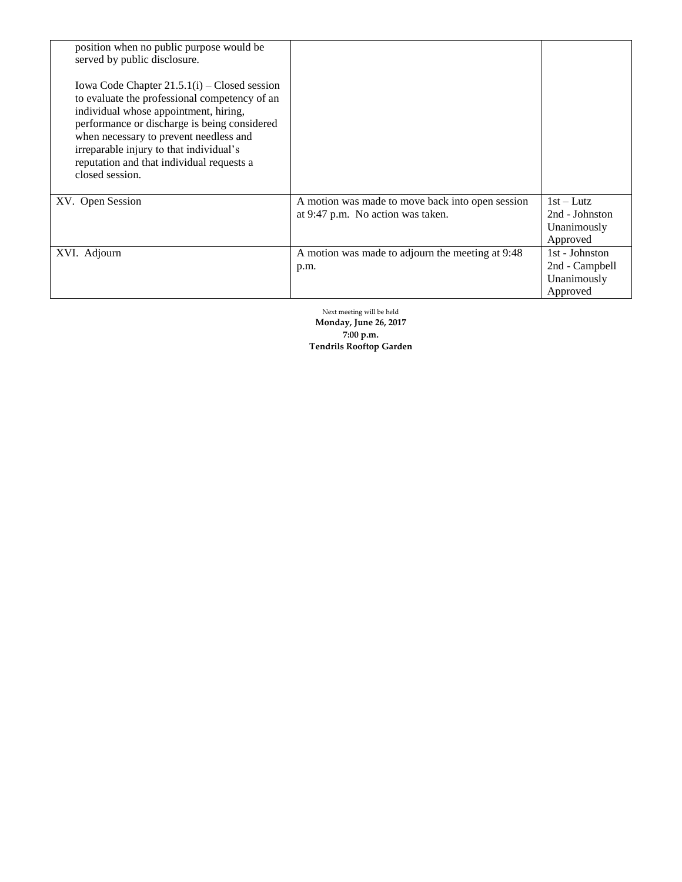| | | |
|---|---|---|
| position when no public purpose would be served by public disclosure.<br><br>Iowa Code Chapter 21.5.1(i) – Closed session to evaluate the professional competency of an individual whose appointment, hiring, performance or discharge is being considered when necessary to prevent needless and irreparable injury to that individual's reputation and that individual requests a closed session. | | |
| XV. Open Session | A motion was made to move back into open session at 9:47 p.m. No action was taken. | 1st – Lutz<br>2nd - Johnston<br>Unanimously Approved |
| XVI. Adjourn | A motion was made to adjourn the meeting at 9:48 p.m. | 1st - Johnston<br>2nd - Campbell<br>Unanimously Approved |

Next meeting will be held
**Monday, June 26, 2017**
**7:00 p.m.**
**Tendrils Rooftop Garden**